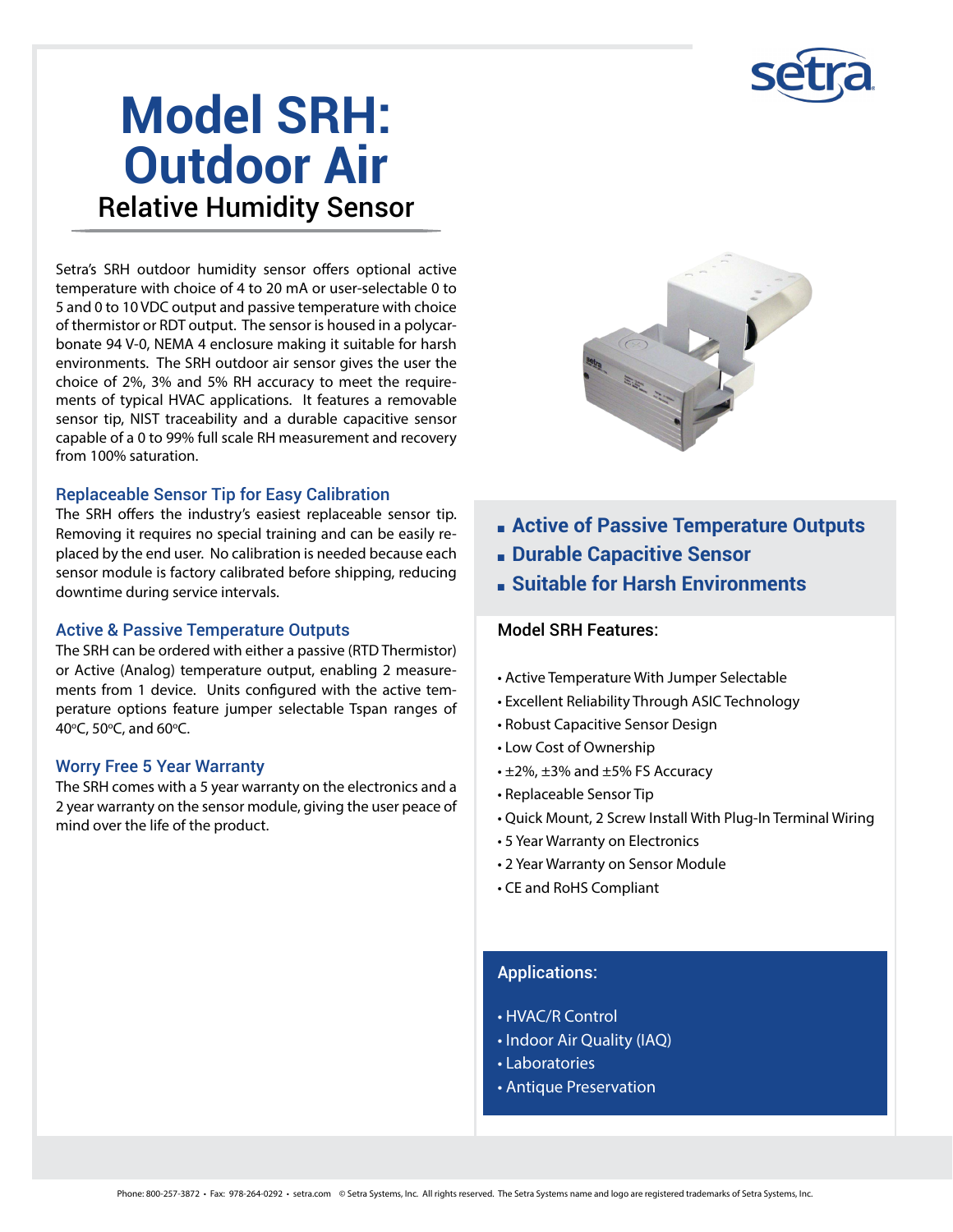# Model SRH: Outdoor Air

## Relative Humidity Sensor

Setra's SRH outdoor humidity sensor offers optional active temperature with choice of 4 to 20 mA or user-selectable 0 to 5 and 0 to 10 VDC output and passive temperature with choice of thermistor or RDT output. The sensor is housed in a polycarbonate 94 V-0, NEMA 4 enclosure making it suitable for harsh environments. The SRH outdoor air sensor gives the user the choice of 2%, 3% and 5% RH accuracy to meet the requirements of typical HVAC applications. It features a removable sensor tip, NIST traceability and a durable capacitive sensor capable of a 0 to 99% full scale RH measurement and recovery from 100% saturation.

### Replaceable Sensor Tip for Easy Calibration

The SRH offers the industry's easiest replaceable sensor tip. Removing it requires no special training and can be easily replaced by the end user. No calibration is needed because each sensor module is factory calibrated before shipping, reducing downtime during service intervals.

### Active & Passive Temperature Outputs

The SRH can be ordered with either a passive (RTD Thermistor) or Active (Analog) temperature output, enabling 2 measurements from 1 device. Units configured with the active temperature options feature jumper selectable Tspan ranges of 40°C, 50°C, and 60°C.

### Worry Free 5 Year Warranty

The SRH comes with a 5 year warranty on the electronics and a 2 year warranty on the sensor module, giving the user peace of mind over the life of the product.

- **Active of Passive Temperature Outputs**
- **Durable Capacitive Sensor**
- **Suitable for Harsh Environments**

### Model SRH Features:

- Active Temperature With Jumper Selectable
- Excellent Reliability Through ASIC Technology
- Robust Capacitive Sensor Design
- Low Cost of Ownership
- ±2%, ±3% and ±5% FS Accuracy
- Replaceable Sensor Tip
- Quick Mount, 2 Screw Install With Plug-In Terminal Wiring
- 5 Year Warranty on Electronics
- 2 Year Warranty on Sensor Module
- CE and RoHS Compliant

### Applications:

- HVAC/R Control
- Indoor Air Quality (IAQ)
- Laboratories
- Antique Preservation

Phone: 800-257-3872 • Fax: 978-264-0292 • setra.com © Setra Systems, Inc. All rights reserved. The Setra Systems name and logo are registered trademarks of Setra Systems, Inc.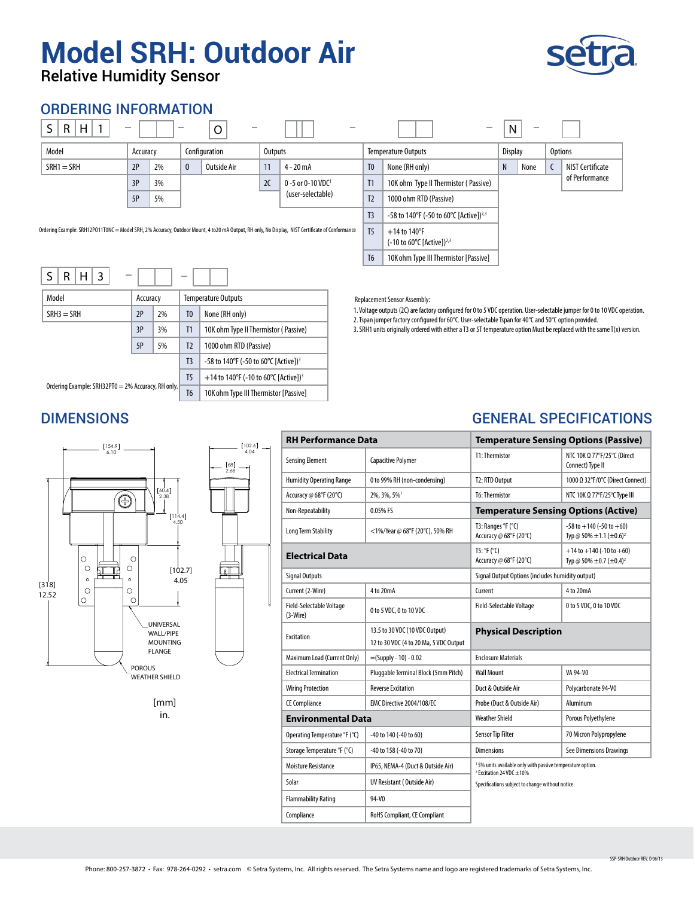# Model SRH: Outdoor Air

Relative Humidity Sensor

## ORDERING INFORMATION

S R H 1 – ☐☐ – O – ☐☐ – ☐☐ – N – ☐

| Model | Accuracy | | Configuration | | Outputs | | Temperature Outputs | | Display | | Options | |
|---|---|---|---|---|---|---|---|---|---|---|---|---|
| SRH1 = SRH | 2P | 2% | 0 | Outside Air | 11 | 4 - 20 mA | T0 | None (RH only) | N | None | C | NIST Certificate of Performance |
| | 3P | 3% | | | 2C | 0 -5 or 0-10 VDC[1] (user-selectable) | T1 | 10K ohm Type II Thermistor ( Passive) | | | | |
| | 5P | 5% | | | | | T2 | 1000 ohm RTD (Passive) | | | | |
| | | | | | | | T3 | -58 to 140°F (-50 to 60°C [Active])[2,3] | | | | |
| | | | | | | | T5 | +14 to 140°F (-10 to 60°C [Active])[2,3] | | | | |
| | | | | | | | T6 | 10K ohm Type III Thermistor [Passive] | | | | |

Ordering Example: SRH12PO11T0NC = Model SRH, 2% Accuracy, Outdoor Mount, 4 to20 mA Output, RH only, No Display, NIST Certificate of Conformance

S R H 3 – ☐☐ – ☐☐

| Model | Accuracy | | Temperature Outputs | |
|---|---|---|---|---|
| SRH3 = SRH | 2P | 2% | T0 | None (RH only) |
| | 3P | 3% | T1 | 10K ohm Type II Thermistor ( Passive) |
| | 5P | 5% | T2 | 1000 ohm RTD (Passive) |
| | | | T3 | -58 to 140°F (-50 to 60°C [Active])[3] |
| | | | T5 | +14 to 140°F (-10 to 60°C [Active])[3] |
| | | | T6 | 10K ohm Type III Thermistor [Passive] |

Ordering Example: SRH32PT0 = 2% Accuracy, RH only.

Replacement Sensor Assembly:

1. Voltage outputs (2C) are factory configured for 0 to 5 VDC operation. User-selectable jumper for 0 to 10 VDC operation.
2. Tspan jumper factory configured for 60°C. User-selectable Tspan for 40°C and 50°C option provided.
3. SRH1 units originally ordered with either a T3 or 5T temperature option Must be replaced with the same T(x) version.

## DIMENSIONS

[154.9] 6.10

[60.4] 2.38

[114.4] 4.50

[102.7] 4.05

[318] 12.52

[102.6] 4.04

[68] 2.68

UNIVERSAL WALL/PIPE MOUNTING FLANGE

POROUS WEATHER SHIELD

[mm] in.

## GENERAL SPECIFICATIONS

| **RH Performance Data** | |
|---|---|
| Sensing Element | Capacitive Polymer |
| Humidity Operating Range | 0 to 99% RH (non-condensing) |
| Accuracy @ 68°F (20°C) | 2%, 3%, 5%[1] |
| Non-Repeatability | 0.05% FS |
| Long Term Stability | <1%/Year @ 68°F (20°C), 50% RH |
| **Electrical Data** | |
| Signal Outputs | |
| Current (2-Wire) | 4 to 20mA |
| Field-Selectable Voltage (3-Wire) | 0 to 5 VDC, 0 to 10 VDC |
| Excitation | 13.5 to 30 VDC (10 VDC Output)<br>12 to 30 VDC (4 to 20 Ma, 5 VDC Output |
| Maximum Load (Current Only) | =(Supply - 10) - 0.02 |
| Electrical Termination | Pluggable Terminal Block (5mm Pitch) |
| Wiring Protection | Reverse Excitation |
| CE Compliance | EMC Directive 2004/108/EC |
| **Environmental Data** | |
| Operating Temperature °F (°C) | -40 to 140 (-40 to 60) |
| Storage Temperature °F (°C) | -40 to 158 (-40 to 70) |
| Moisture Resistance | IP65, NEMA-4 (Duct & Outside Air) |
| Solar | UV Resistant ( Outside Air) |
| Flammability Rating | 94-V0 |
| Compliance | RoHS Compliant, CE Compliant |

| **Temperature Sensing Options (Passive)** | |
|---|---|
| T1: Thermistor | NTC 10K Ω 77°F/25°C (Direct Connect) Type II |
| T2: RTD Output | 1000 Ω 32°F/0°C (Direct Connect) |
| T6: Thermistor | NTC 10K Ω 77°F/25°C Type III |
| **Temperature Sensing Options (Active)** | |
| T3: Ranges °F (°C)<br>Accuracy @ 68°F (20°C) | -58 to +140 (-50 to +60)<br>Typ @ 50% ±1.1 (±0.6)[2] |
| T5: °F (°C)<br>Accuracy @ 68°F (20°C) | +14 to +140 (-10 to +60)<br>Typ @ 50% ±0.7 (±0.4)[2] |
| Signal Output Options (includes humidity output) | |
| Current | 4 to 20mA |
| Field-Selectable Voltage | 0 to 5 VDC, 0 to 10 VDC |
| **Physical Description** | |
| Enclosure Materials | |
| Wall Mount | VA 94-V0 |
| Duct & Outside Air | Polycarbonate 94-V0 |
| Probe (Duct & Outside Air) | Aluminum |
| Weather Shield | Porous Polyethylene |
| Sensor Tip Filter | 70 Micron Polypropylene |
| Dimensions | See Dimensions Drawings |

[1] 5% units available only with passive temperature option.
[2] Excitation 24 VDC ±10%

Specifications subject to change without notice.

SSP-SRH Outdoor REV. D 06/13

Phone: 800-257-3872 • Fax: 978-264-0292 • setra.com © Setra Systems, Inc. All rights reserved. The Setra Systems name and logo are registered trademarks of Setra Systems, Inc.